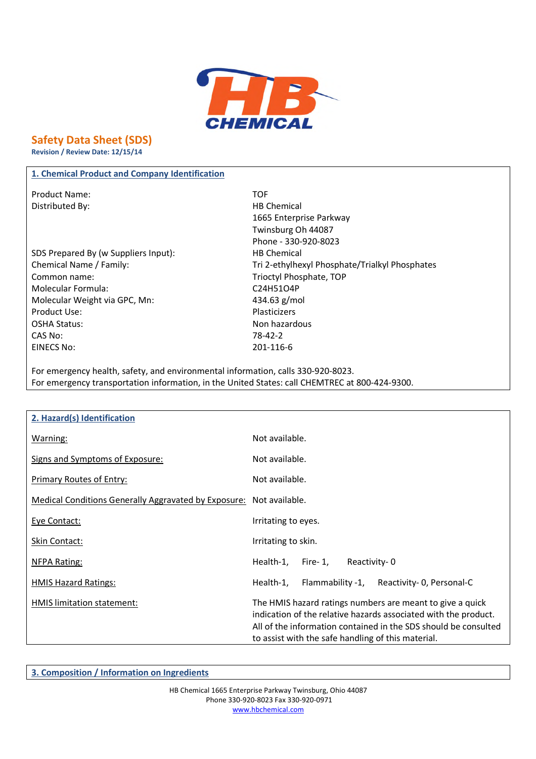# Safety Data Sheet (SDS)

**Revision / Review Date: 12/15/14**

## 1. Chemical Product and Company Identification

| | |
|---|---|
| Product Name: | TOF |
| Distributed By: | HB Chemical<br>1665 Enterprise Parkway<br>Twinsburg Oh 44087<br>Phone - 330-920-8023 |
| SDS Prepared By (w Suppliers Input): | HB Chemical |
| Chemical Name / Family: | Tri 2-ethylhexyl Phosphate/Trialkyl Phosphates |
| Common name: | Trioctyl Phosphate, TOP |
| Molecular Formula: | $C_{24}H_{51}O_4P$ |
| Molecular Weight via GPC, Mn: | 434.63 g/mol |
| Product Use: | Plasticizers |
| OSHA Status: | Non hazardous |
| CAS No: | 78-42-2 |
| EINECS No: | 201-116-6 |

For emergency health, safety, and environmental information, calls 330-920-8023.
For emergency transportation information, in the United States: call CHEMTREC at 800-424-9300.

## 2. Hazard(s) Identification

| | |
|---|---|
| Warning: | Not available. |
| Signs and Symptoms of Exposure: | Not available. |
| Primary Routes of Entry: | Not available. |
| Medical Conditions Generally Aggravated by Exposure: | Not available. |
| Eye Contact: | Irritating to eyes. |
| Skin Contact: | Irritating to skin. |
| NFPA Rating: | Health-1, Fire- 1, Reactivity- 0 |
| HMIS Hazard Ratings: | Health-1, Flammability -1, Reactivity- 0, Personal-C |
| HMIS limitation statement: | The HMIS hazard ratings numbers are meant to give a quick indication of the relative hazards associated with the product. All of the information contained in the SDS should be consulted to assist with the safe handling of this material. |

## 3. Composition / Information on Ingredients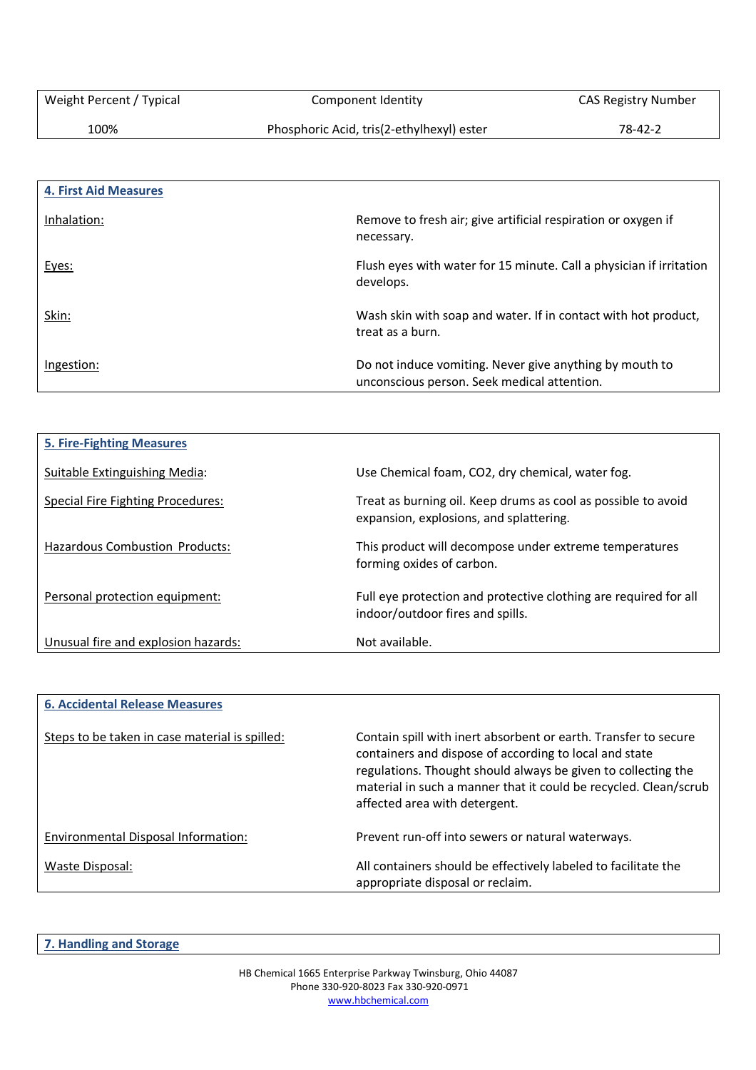| Weight Percent / Typical | Component Identity | CAS Registry Number |
|---|---|---|
| 100% | Phosphoric Acid, tris(2-ethylhexyl) ester | 78-42-2 |

## 4. First Aid Measures

| | |
|---|---|
| Inhalation: | Remove to fresh air; give artificial respiration or oxygen if necessary. |
| Eyes: | Flush eyes with water for 15 minute. Call a physician if irritation develops. |
| Skin: | Wash skin with soap and water. If in contact with hot product, treat as a burn. |
| Ingestion: | Do not induce vomiting. Never give anything by mouth to unconscious person. Seek medical attention. |

## 5. Fire-Fighting Measures

| | |
|---|---|
| Suitable Extinguishing Media: | Use Chemical foam, CO2, dry chemical, water fog. |
| Special Fire Fighting Procedures: | Treat as burning oil. Keep drums as cool as possible to avoid expansion, explosions, and splattering. |
| Hazardous Combustion Products: | This product will decompose under extreme temperatures forming oxides of carbon. |
| Personal protection equipment: | Full eye protection and protective clothing are required for all indoor/outdoor fires and spills. |
| Unusual fire and explosion hazards: | Not available. |

## 6. Accidental Release Measures

| | |
|---|---|
| Steps to be taken in case material is spilled: | Contain spill with inert absorbent or earth. Transfer to secure containers and dispose of according to local and state regulations. Thought should always be given to collecting the material in such a manner that it could be recycled. Clean/scrub affected area with detergent. |
| Environmental Disposal Information: | Prevent run-off into sewers or natural waterways. |
| Waste Disposal: | All containers should be effectively labeled to facilitate the appropriate disposal or reclaim. |

## 7. Handling and Storage

HB Chemical 1665 Enterprise Parkway Twinsburg, Ohio 44087
Phone 330-920-8023 Fax 330-920-0971
www.hbchemical.com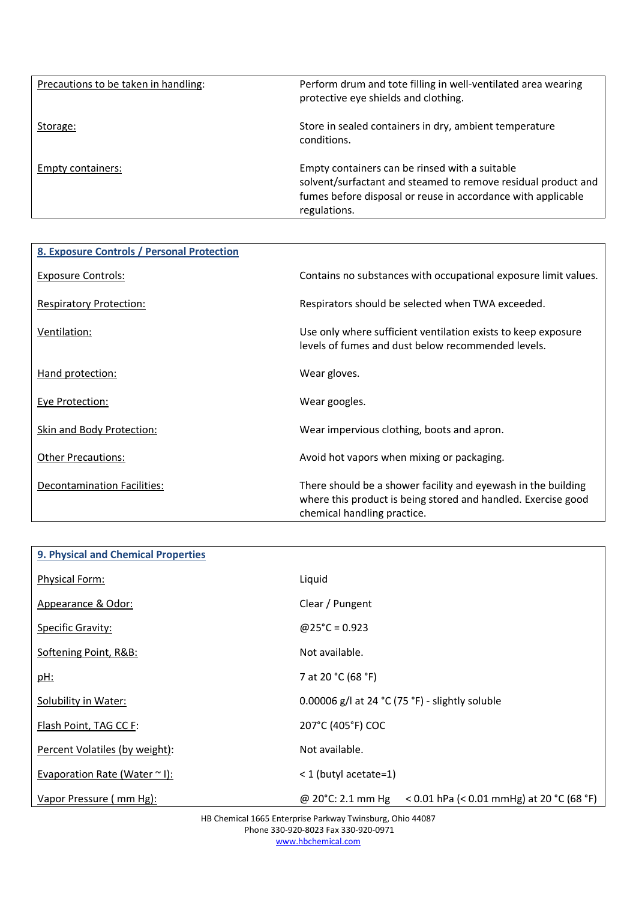| | |
|---|---|
| Precautions to be taken in handling: | Perform drum and tote filling in well-ventilated area wearing protective eye shields and clothing. |
| Storage: | Store in sealed containers in dry, ambient temperature conditions. |
| Empty containers: | Empty containers can be rinsed with a suitable solvent/surfactant and steamed to remove residual product and fumes before disposal or reuse in accordance with applicable regulations. |

## 8. Exposure Controls / Personal Protection

| | |
|---|---|
| Exposure Controls: | Contains no substances with occupational exposure limit values. |
| Respiratory Protection: | Respirators should be selected when TWA exceeded. |
| Ventilation: | Use only where sufficient ventilation exists to keep exposure levels of fumes and dust below recommended levels. |
| Hand protection: | Wear gloves. |
| Eye Protection: | Wear googles. |
| Skin and Body Protection: | Wear impervious clothing, boots and apron. |
| Other Precautions: | Avoid hot vapors when mixing or packaging. |
| Decontamination Facilities: | There should be a shower facility and eyewash in the building where this product is being stored and handled. Exercise good chemical handling practice. |

## 9. Physical and Chemical Properties

| | |
|---|---|
| Physical Form: | Liquid |
| Appearance & Odor: | Clear / Pungent |
| Specific Gravity: | @25°C = 0.923 |
| Softening Point, R&B: | Not available. |
| pH: | 7 at 20 °C (68 °F) |
| Solubility in Water: | 0.00006 g/l at 24 °C (75 °F) - slightly soluble |
| Flash Point, TAG CC F: | 207°C (405°F) COC |
| Percent Volatiles (by weight): | Not available. |
| Evaporation Rate (Water ~ I): | < 1 (butyl acetate=1) |
| Vapor Pressure ( mm Hg): | @ 20°C: 2.1 mm Hg < 0.01 hPa (< 0.01 mmHg) at 20 °C (68 °F) |

HB Chemical 1665 Enterprise Parkway Twinsburg, Ohio 44087
Phone 330-920-8023 Fax 330-920-0971
www.hbchemical.com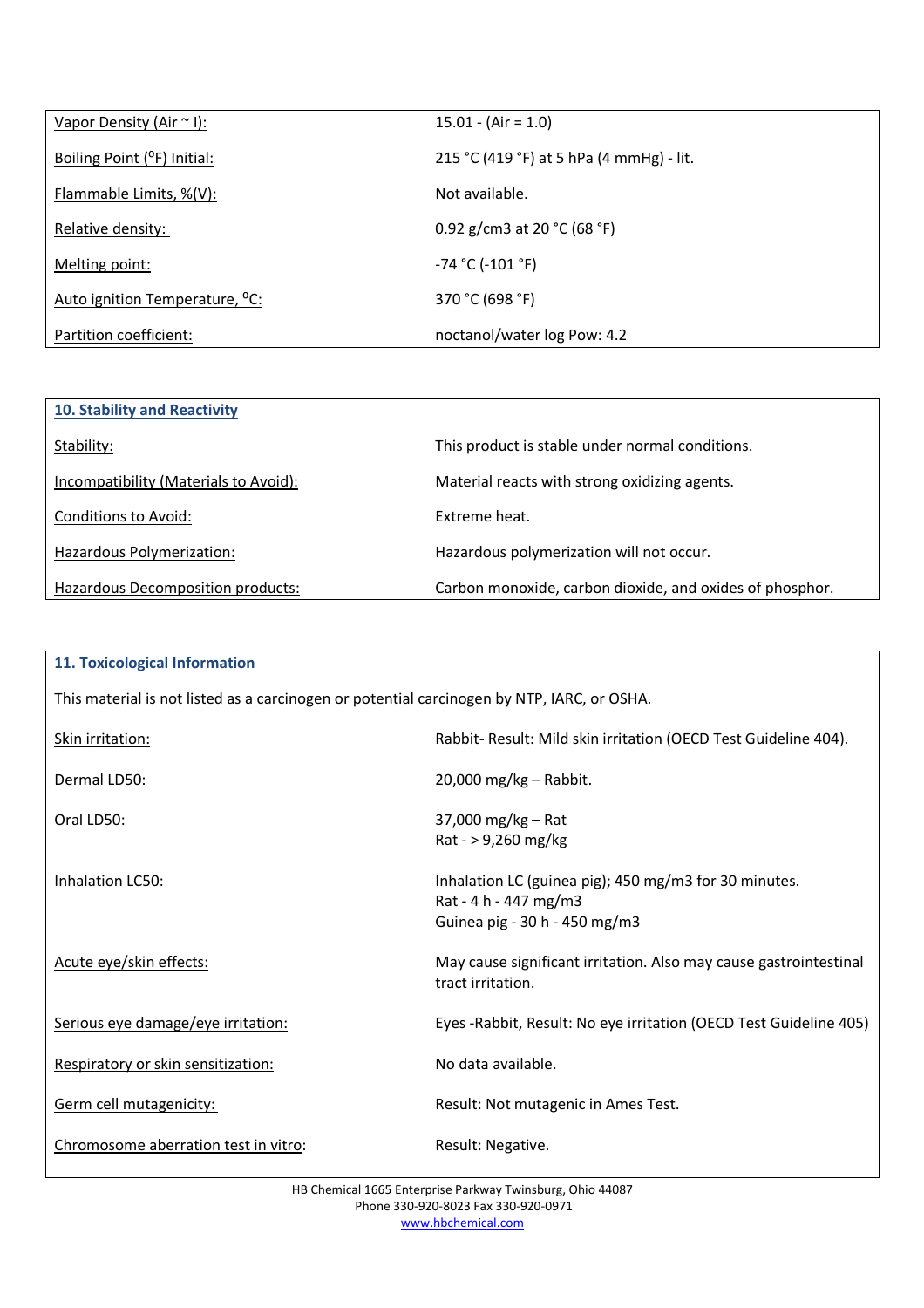| | |
|---|---|
| Vapor Density (Air ~ l): | 15.01 - (Air = 1.0) |
| Boiling Point (°F) Initial: | 215 °C (419 °F) at 5 hPa (4 mmHg) - lit. |
| Flammable Limits, %(V): | Not available. |
| Relative density: | 0.92 g/cm3 at 20 °C (68 °F) |
| Melting point: | -74 °C (-101 °F) |
| Auto ignition Temperature, °C: | 370 °C (698 °F) |
| Partition coefficient: | noctanol/water log Pow: 4.2 |

## 10. Stability and Reactivity

| | |
|---|---|
| Stability: | This product is stable under normal conditions. |
| Incompatibility (Materials to Avoid): | Material reacts with strong oxidizing agents. |
| Conditions to Avoid: | Extreme heat. |
| Hazardous Polymerization: | Hazardous polymerization will not occur. |
| Hazardous Decomposition products: | Carbon monoxide, carbon dioxide, and oxides of phosphor. |

## 11. Toxicological Information

This material is not listed as a carcinogen or potential carcinogen by NTP, IARC, or OSHA.

| | |
|---|---|
| Skin irritation: | Rabbit- Result: Mild skin irritation (OECD Test Guideline 404). |
| Dermal LD50: | 20,000 mg/kg – Rabbit. |
| Oral LD50: | 37,000 mg/kg – Rat<br>Rat - > 9,260 mg/kg |
| Inhalation LC50: | Inhalation LC (guinea pig); 450 mg/m3 for 30 minutes.<br>Rat - 4 h - 447 mg/m3<br>Guinea pig - 30 h - 450 mg/m3 |
| Acute eye/skin effects: | May cause significant irritation. Also may cause gastrointestinal tract irritation. |
| Serious eye damage/eye irritation: | Eyes -Rabbit, Result: No eye irritation (OECD Test Guideline 405) |
| Respiratory or skin sensitization: | No data available. |
| Germ cell mutagenicity: | Result: Not mutagenic in Ames Test. |
| Chromosome aberration test in vitro: | Result: Negative. |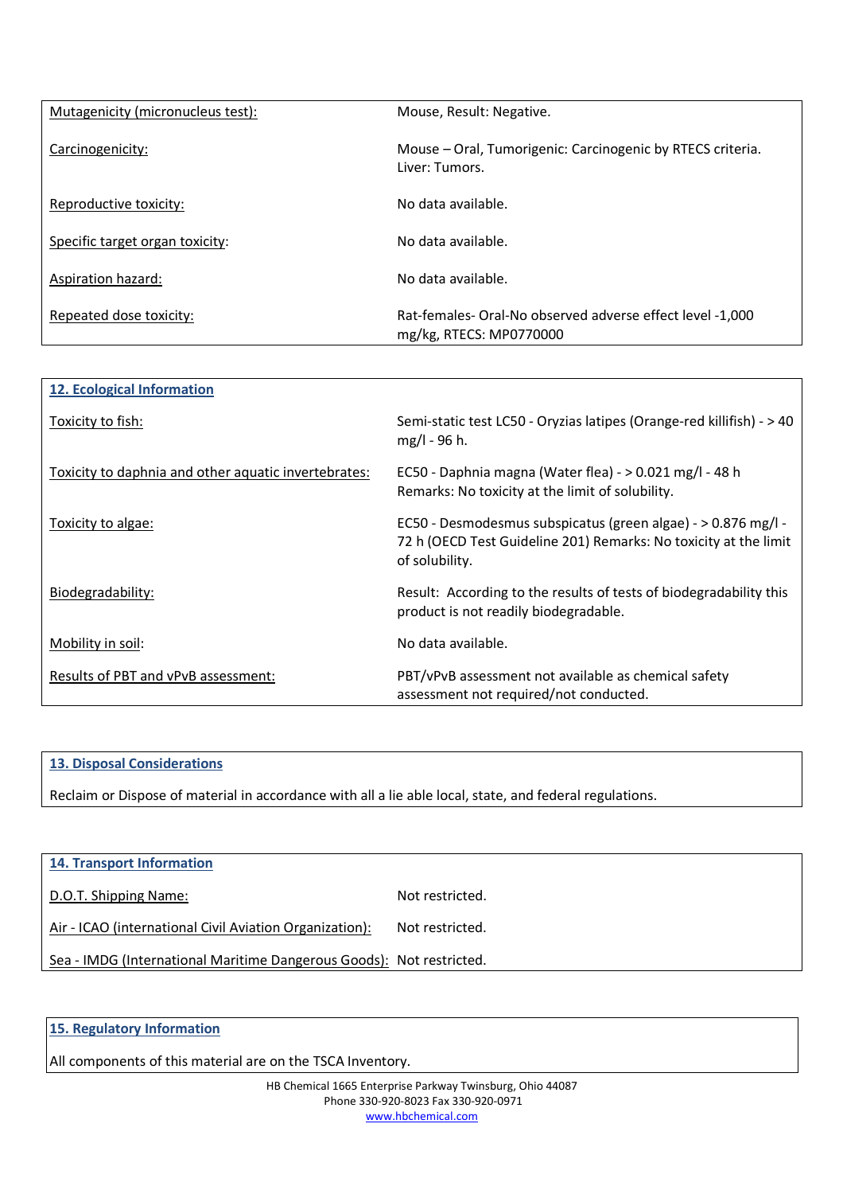| | |
|---|---|
| Mutagenicity (micronucleus test): | Mouse, Result: Negative. |
| Carcinogenicity: | Mouse – Oral, Tumorigenic: Carcinogenic by RTECS criteria. Liver: Tumors. |
| Reproductive toxicity: | No data available. |
| Specific target organ toxicity: | No data available. |
| Aspiration hazard: | No data available. |
| Repeated dose toxicity: | Rat-females- Oral-No observed adverse effect level -1,000 mg/kg, RTECS: MP0770000 |

## 12. Ecological Information

| | |
|---|---|
| Toxicity to fish: | Semi-static test LC50 - Oryzias latipes (Orange-red killifish) - > 40 mg/l - 96 h. |
| Toxicity to daphnia and other aquatic invertebrates: | EC50 - Daphnia magna (Water flea) - > 0.021 mg/l - 48 h Remarks: No toxicity at the limit of solubility. |
| Toxicity to algae: | EC50 - Desmodesmus subspicatus (green algae) - > 0.876 mg/l - 72 h (OECD Test Guideline 201) Remarks: No toxicity at the limit of solubility. |
| Biodegradability: | Result: According to the results of tests of biodegradability this product is not readily biodegradable. |
| Mobility in soil: | No data available. |
| Results of PBT and vPvB assessment: | PBT/vPvB assessment not available as chemical safety assessment not required/not conducted. |

## 13. Disposal Considerations

Reclaim or Dispose of material in accordance with all a lie able local, state, and federal regulations.

## 14. Transport Information

| | |
|---|---|
| D.O.T. Shipping Name: | Not restricted. |
| Air - ICAO (international Civil Aviation Organization): | Not restricted. |
| Sea - IMDG (International Maritime Dangerous Goods): | Not restricted. |

## 15. Regulatory Information

All components of this material are on the TSCA Inventory.

HB Chemical 1665 Enterprise Parkway Twinsburg, Ohio 44087
Phone 330-920-8023 Fax 330-920-0971
www.hbchemical.com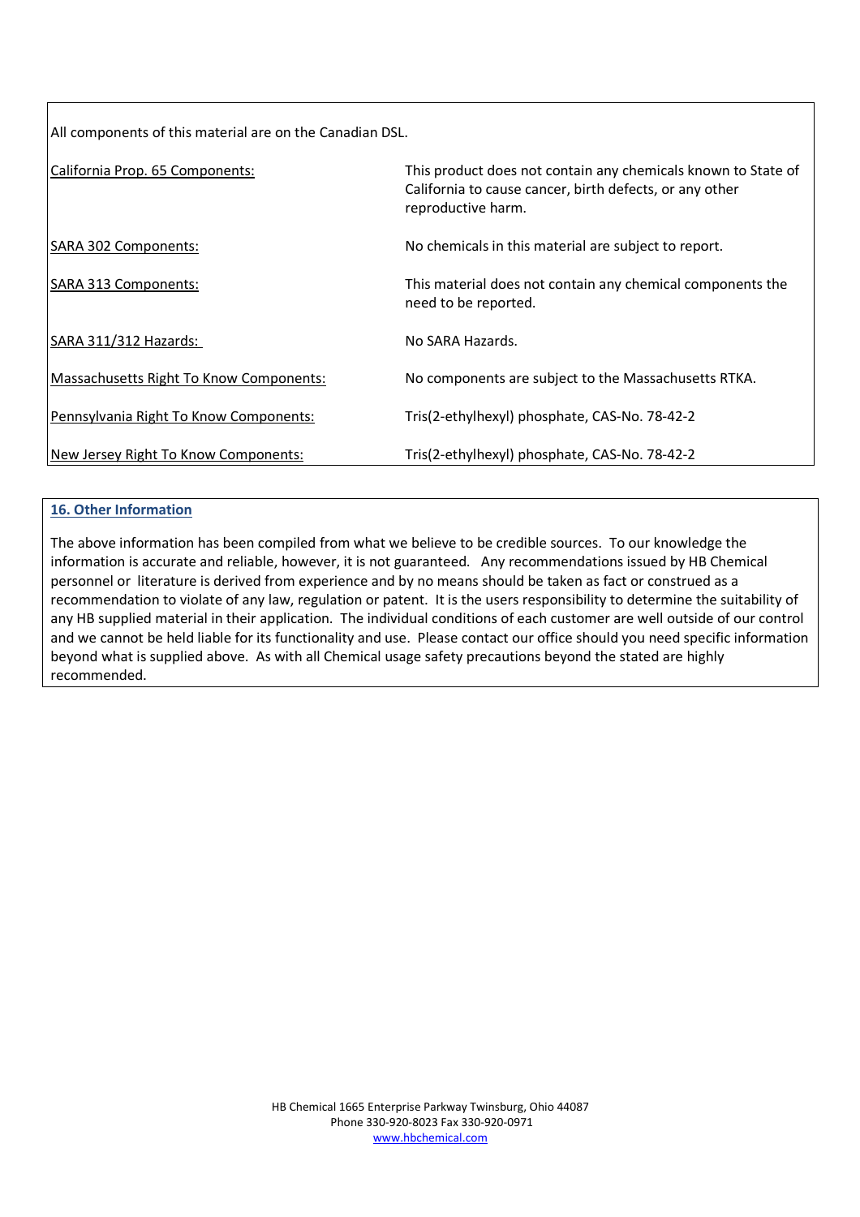All components of this material are on the Canadian DSL.

| | |
|---|---|
| California Prop. 65 Components: | This product does not contain any chemicals known to State of California to cause cancer, birth defects, or any other reproductive harm. |
| SARA 302 Components: | No chemicals in this material are subject to report. |
| SARA 313 Components: | This material does not contain any chemical components the need to be reported. |
| SARA 311/312 Hazards: | No SARA Hazards. |
| Massachusetts Right To Know Components: | No components are subject to the Massachusetts RTKA. |
| Pennsylvania Right To Know Components: | Tris(2-ethylhexyl) phosphate, CAS-No. 78-42-2 |
| New Jersey Right To Know Components: | Tris(2-ethylhexyl) phosphate, CAS-No. 78-42-2 |

## 16. Other Information

The above information has been compiled from what we believe to be credible sources. To our knowledge the information is accurate and reliable, however, it is not guaranteed. Any recommendations issued by HB Chemical personnel or literature is derived from experience and by no means should be taken as fact or construed as a recommendation to violate of any law, regulation or patent. It is the users responsibility to determine the suitability of any HB supplied material in their application. The individual conditions of each customer are well outside of our control and we cannot be held liable for its functionality and use. Please contact our office should you need specific information beyond what is supplied above. As with all Chemical usage safety precautions beyond the stated are highly recommended.